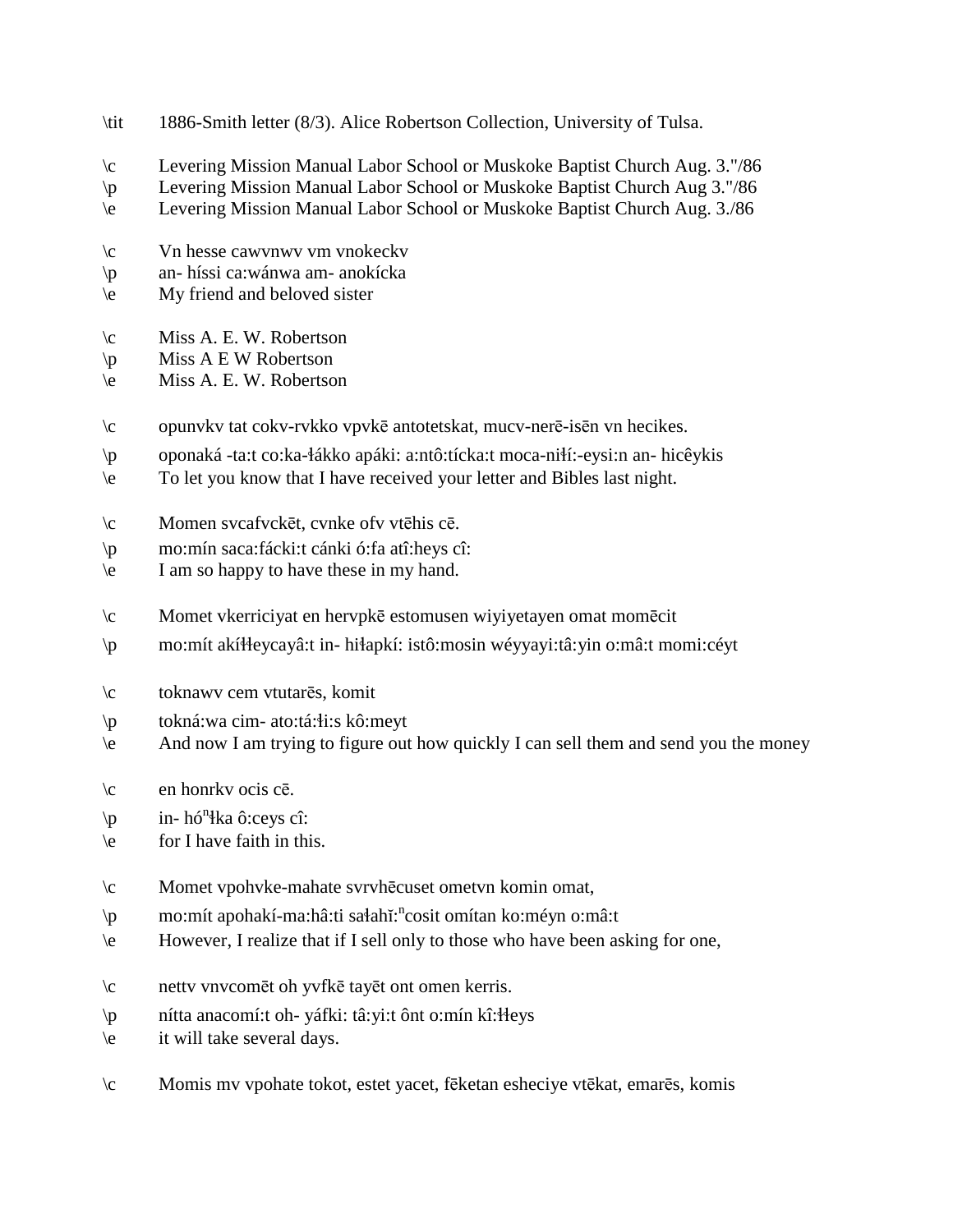\tit	1886-Smith letter (8/3). Alice Robertson Collection, University of Tulsa.

\c	Levering Mission Manual Labor School or Muskoke Baptist Church Aug. 3."/86
\p	Levering Mission Manual Labor School or Muskoke Baptist Church Aug 3."/86
\e	Levering Mission Manual Labor School or Muskoke Baptist Church Aug. 3./86

\c	Vn hesse cawvnwv vm vnokeckv
\p	an- híssi ca:wánwa am- anokícka
\e	My friend and beloved sister

\c	Miss A. E. W. Robertson
\p	Miss A E W Robertson
\e	Miss A. E. W. Robertson

\c	opunvkv tat cokv-rvkko vpvkē antotetskat, mucv-nerē-isēn vn hecikes.
\p	oponaká -ta:t co:ka-łákko apáki: a:ntô:tícka:t moca-niłí:-eysi:n an- hicêykis
\e	To let you know that I have received your letter and Bibles last night.

\c	Momen svcafvckēt, cvnke ofv vtēhis cē.
\p	mo:mín saca:fácki:t cánki ó:fa atî:heys cî:
\e	I am so happy to have these in my hand.

\c	Momet vkerriciyat en hervpkē estomusen wiyiyetayen omat momēcit
\p	mo:mít akíłłeycayâ:t in- hiłapkí: istô:mosin wéyyayi:tâ:yin o:mâ:t momi:céyt

\c	toknawv cem vtutarēs, komit
\p	tokná:wa cim- ato:tá:łi:s kô:meyt
\e	And now I am trying to figure out how quickly I can sell them and send you the money

\c	en honrkv ocis cē.
\p	in- hóⁿłka ô:ceys cî:
\e	for I have faith in this.

\c	Momet vpohvke-mahate svrvhēcuset ometvn komin omat,
\p	mo:mít apohakí-ma:hâ:ti sałahĭ:ⁿcosit omítan ko:méyn o:mâ:t
\e	However, I realize that if I sell only to those who have been asking for one,

\c	nettv vnvcomēt oh yvfkē tayēt ont omen kerris.
\p	nítta anacomí:t oh- yáfki: tâ:yi:t ônt o:mín kî:łłeys
\e	it will take several days.

\c	Momis mv vpohate tokot, estet yacet, fēketan esheciye vtēkat, emarēs, komis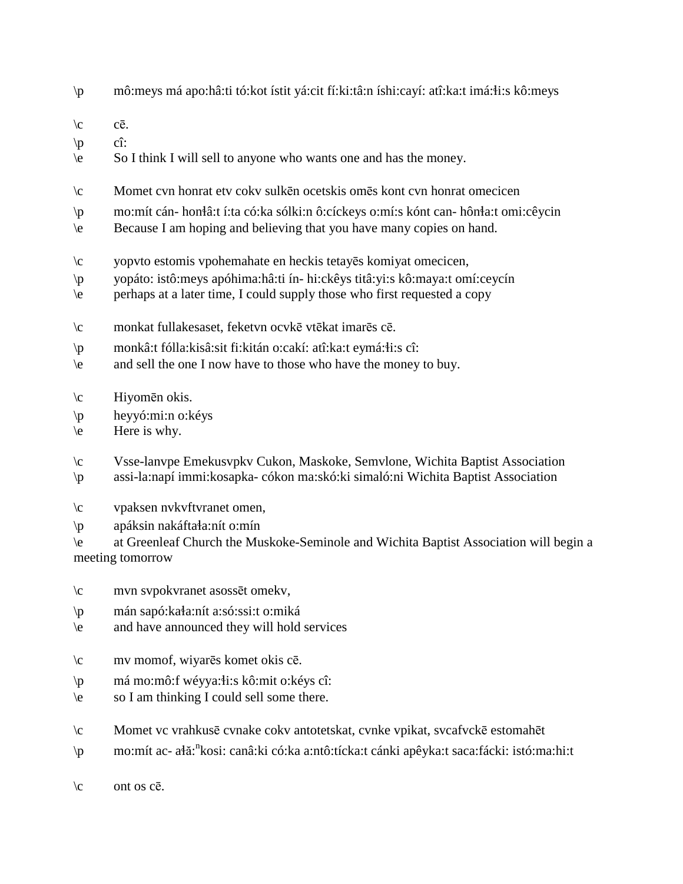\p	mô:meys má apo:hâ:ti tó:kot ístit yá:cit fí:ki:tâ:n íshi:cayí: atî:ka:t imá:łi:s kô:meys

\c	cē.
\p	cî:
\e	So I think I will sell to anyone who wants one and has the money.

\c	Momet cvn honrat etv cokv sulkēn ocetskis omēs kont cvn honrat omecicen
\p	mo:mít cán- honłâ:t í:ta có:ka sólki:n ô:cíckeys o:mí:s kónt can- hônła:t omi:cêycin
\e	Because I am hoping and believing that you have many copies on hand.

\c	yopvto estomis vpohemahate en heckis tetayēs komiyat omecicen,
\p	yopáto: istô:meys apóhima:hâ:ti ín- hi:ckêys titâ:yi:s kô:maya:t omí:ceycín
\e	perhaps at a later time, I could supply those who first requested a copy

\c	monkat fullakesaset, feketvn ocvkē vtēkat imarēs cē.
\p	monkâ:t fólla:kisâ:sit fi:kitán o:cakí: atî:ka:t eymá:łi:s cî:
\e	and sell the one I now have to those who have the money to buy.

\c	Hiyomēn okis.
\p	heyyó:mi:n o:kéys
\e	Here is why.

\c	Vsse-lanvpe Emekusvpkv Cukon, Maskoke, Semvlone, Wichita Baptist Association
\p	assi-la:napí immi:kosapka- cókon ma:skó:ki simaló:ni Wichita Baptist Association

\c	vpaksen nvkvftvranet omen,
\p	apáksin nakáftała:nít o:mín
\e	at Greenleaf Church the Muskoke-Seminole and Wichita Baptist Association will begin a meeting tomorrow

\c	mvn svpokvranet asossēt omekv,
\p	mán sapó:kała:nít a:só:ssi:t o:miká
\e	and have announced they will hold services

\c	mv momof, wiyarēs komet okis cē.
\p	má mo:mô:f wéyya:łi:s kô:mit o:kéys cî:
\e	so I am thinking I could sell some there.

\c	Momet vc vrahkusē cvnake cokv antotetskat, cvnke vpikat, svcafvckē estomahēt
\p	mo:mít ac- ałă:ⁿkosi: canâ:ki có:ka a:ntô:tícka:t cánki apêyka:t saca:fácki: istó:ma:hi:t

\c	ont os cē.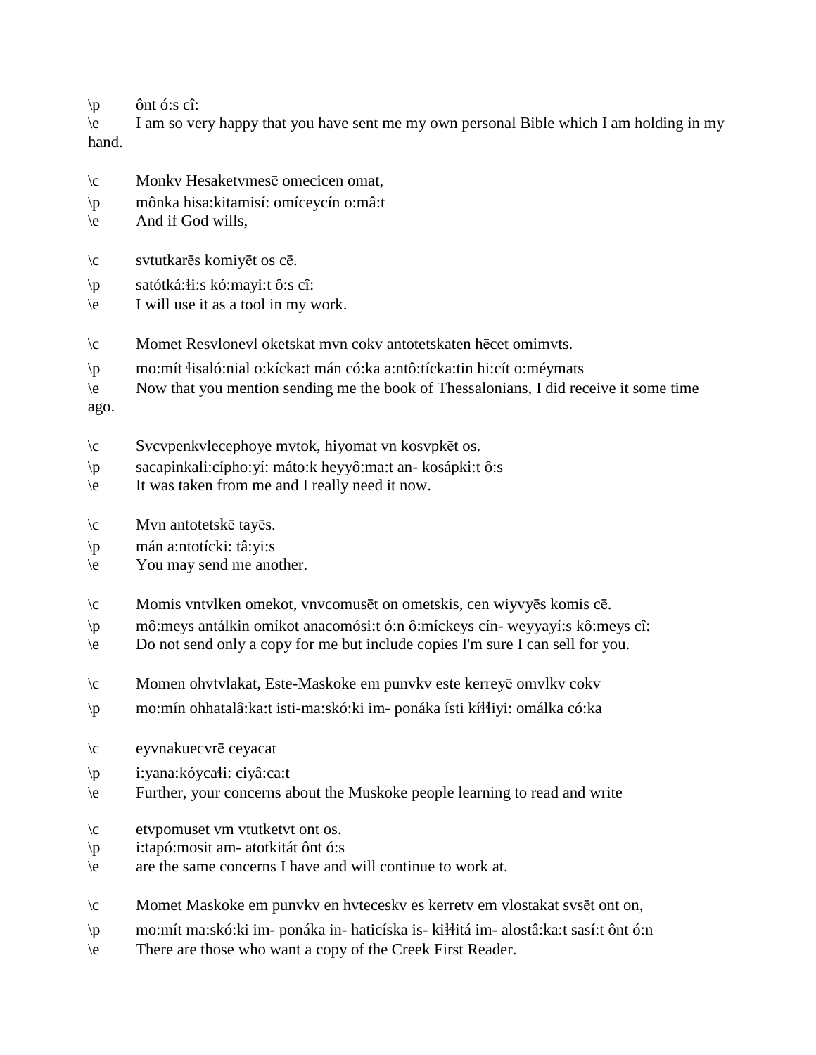\p	ônt ó:s cî:
\e	I am so very happy that you have sent me my own personal Bible which I am holding in my hand.

\c	Monkv Hesaketvmesē omecicen omat,
\p	mônka hisa:kitamisí: omíceycín o:mâ:t
\e	And if God wills,

\c	svtutkarēs komiyēt os cē.
\p	satótká:łi:s kó:mayi:t ô:s cî:
\e	I will use it as a tool in my work.

\c	Momet Resvlonevl oketskat mvn cokv antotetskaten hēcet omimvts.
\p	mo:mít łisaló:nial o:kícka:t mán có:ka a:ntô:tícka:tin hi:cít o:méymats
\e	Now that you mention sending me the book of Thessalonians, I did receive it some time ago.

\c	Svcvpenkvlecephoye mvtok, hiyomat vn kosvpkēt os.
\p	sacapinkali:cípho:yí: máto:k heyyô:ma:t an- kosápki:t ô:s
\e	It was taken from me and I really need it now.

\c	Mvn antotetskē tayēs.
\p	mán a:ntotícki: tâ:yi:s
\e	You may send me another.

\c	Momis vntvlken omekot, vnvcomusēt on ometskis, cen wiyvyēs komis cē.
\p	mô:meys antálkin omíkot anacomósi:t ó:n ô:míckeys cín- weyyayí:s kô:meys cî:
\e	Do not send only a copy for me but include copies I'm sure I can sell for you.

\c	Momen ohvtvlakat, Este-Maskoke em punvkv este kerreyē omvlkv cokv
\p	mo:mín ohhatalâ:ka:t isti-ma:skó:ki im- ponáka ísti kíłłiyi: omálka có:ka

\c	eyvnakuecvrē ceyacat
\p	i:yana:kóycałi: ciyâ:ca:t
\e	Further, your concerns about the Muskoke people learning to read and write

\c	etvpomuset vm vtutketvt ont os.
\p	i:tapó:mosit am- atotkitát ônt ó:s
\e	are the same concerns I have and will continue to work at.

\c	Momet Maskoke em punvkv en hvteceskv es kerretv em vlostakat svsēt ont on,
\p	mo:mít ma:skó:ki im- ponáka in- haticíska is- kiłłitá im- alostâ:ka:t sasí:t ônt ó:n
\e	There are those who want a copy of the Creek First Reader.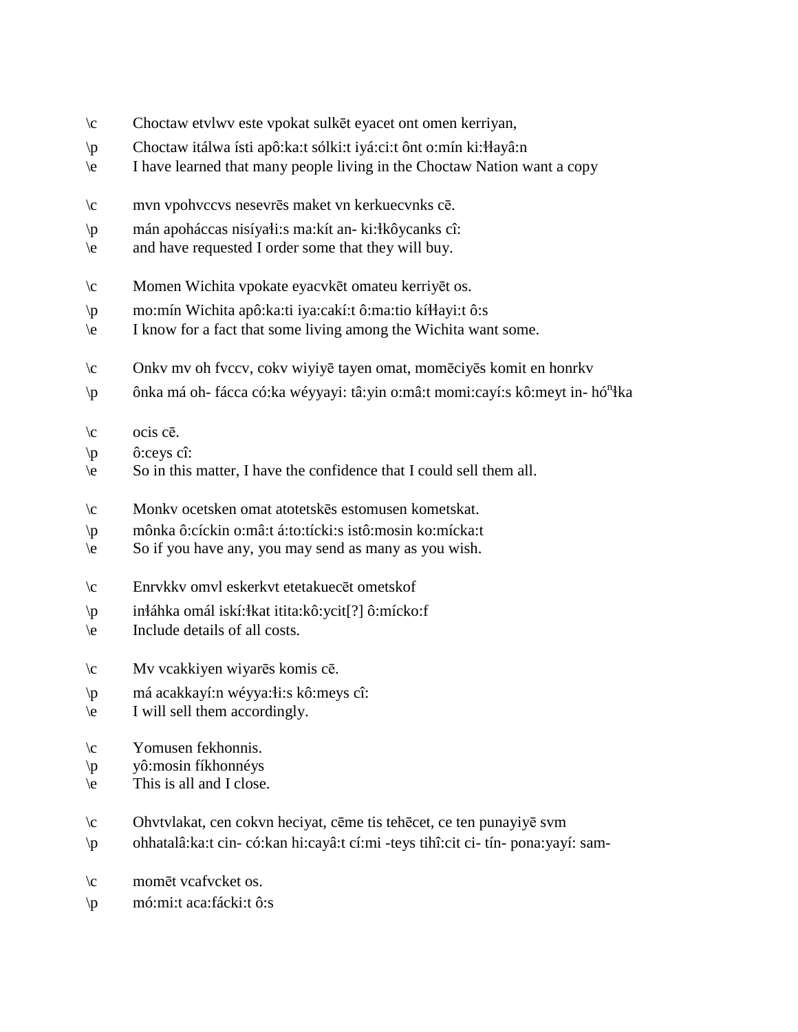\c Choctaw etvlwv este vpokat sulkēt eyacet ont omen kerriyan,

\p Choctaw itálwa ísti apô:ka:t sólki:t iyá:ci:t ônt o:mín ki:łłayâ:n

\e I have learned that many people living in the Choctaw Nation want a copy

\c mvn vpohvccvs nesevrēs maket vn kerkuecvnks cē.

\p mán apoháccas nisíyałi:s ma:kít an- ki:łkôycanks cî:

\e and have requested I order some that they will buy.

\c Momen Wichita vpokate eyacvkēt omateu kerriyēt os.

\p mo:mín Wichita apô:ka:ti iya:cakí:t ô:ma:tio kíłłayi:t ô:s

\e I know for a fact that some living among the Wichita want some.

\c Onkv mv oh fvccv, cokv wiyiyē tayen omat, momēciyēs komit en honrkv

\p ônka má oh- fácca có:ka wéyyayi: tâ:yin o:mâ:t momi:cayí:s kô:meyt in- hó$^{n}$łka

\c ocis cē.

\p ô:ceys cî:

\e So in this matter, I have the confidence that I could sell them all.

\c Monkv ocetsken omat atotetskēs estomusen kometskat.

\p mônka ô:cíckin o:mâ:t á:to:tícki:s istô:mosin ko:mícka:t

\e So if you have any, you may send as many as you wish.

\c Enrvkkv omvl eskerkvt etetakuecēt ometskof

\p inłáhka omál iskí:łkat itita:kô:ycit[?] ô:mícko:f

\e Include details of all costs.

\c Mv vcakkiyen wiyarēs komis cē.

\p má acakkayí:n wéyya:łi:s kô:meys cî:

\e I will sell them accordingly.

\c Yomusen fekhonnis.

\p yô:mosin fíkhonnéys

\e This is all and I close.

\c Ohvtvlakat, cen cokvn heciyat, cēme tis tehēcet, ce ten punayiyē svm

\p ohhatalâ:ka:t cin- có:kan hi:cayâ:t cí:mi -teys tihî:cit ci- tín- pona:yayí: sam-

\c momēt vcafvcket os.

\p mó:mi:t aca:fácki:t ô:s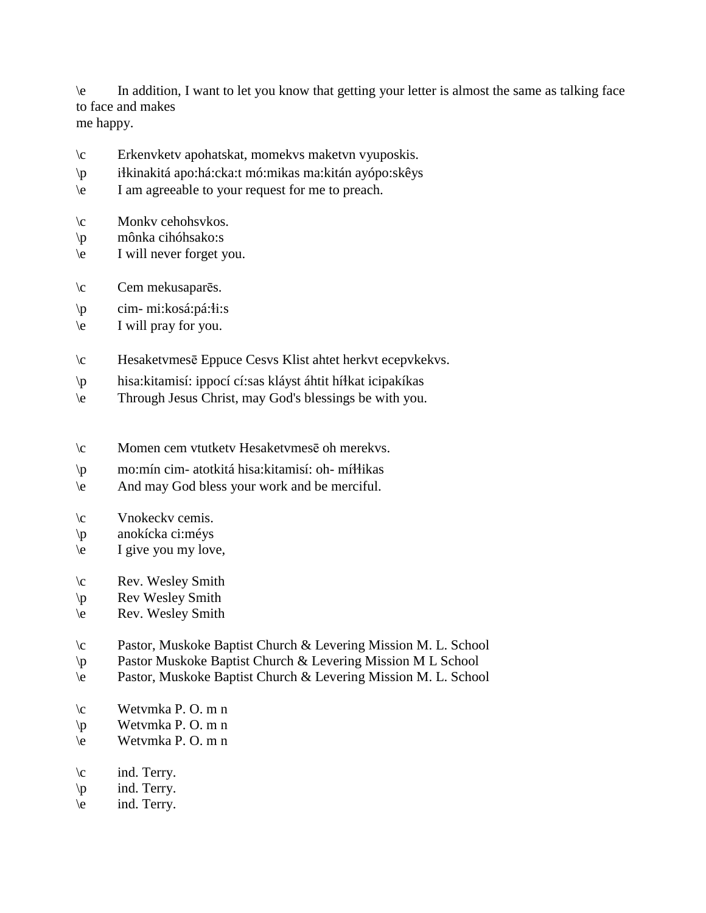\e	In addition, I want to let you know that getting your letter is almost the same as talking face to face and makes
me happy.

\c	Erkenvketv apohatskat, momekvs maketvn vyuposkis.
\p	iłkinakitá apo:há:cka:t mó:mikas ma:kitán ayópo:skêys
\e	I am agreeable to your request for me to preach.

\c	Monkv cehohsvkos.
\p	mônka cihóhsako:s
\e	I will never forget you.

\c	Cem mekusaparēs.
\p	cim- mi:kosá:pá:łi:s
\e	I will pray for you.

\c	Hesaketvmesē Eppuce Cesvs Klist ahtet herkvt ecepvkekvs.
\p	hisa:kitamisí: ippocí cí:sas kláyst áhtit híłkat icipakíkas
\e	Through Jesus Christ, may God's blessings be with you.

\c	Momen cem vtutketv Hesaketvmesē oh merekvs.
\p	mo:mín cim- atotkitá hisa:kitamisí: oh- míłłikas
\e	And may God bless your work and be merciful.

\c	Vnokeckv cemis.
\p	anokícka ci:méys
\e	I give you my love,

\c	Rev. Wesley Smith
\p	Rev Wesley Smith
\e	Rev. Wesley Smith

\c	Pastor, Muskoke Baptist Church & Levering Mission M. L. School
\p	Pastor Muskoke Baptist Church & Levering Mission M L School
\e	Pastor, Muskoke Baptist Church & Levering Mission M. L. School

\c	Wetvmka P. O. m n
\p	Wetvmka P. O. m n
\e	Wetvmka P. O. m n

\c	ind. Terry.
\p	ind. Terry.
\e	ind. Terry.